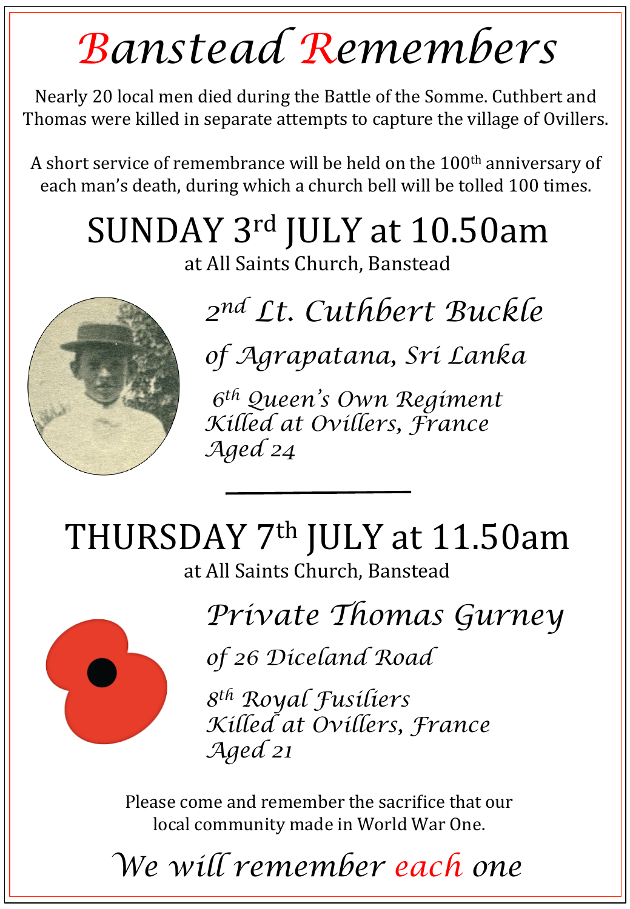# Banstead Remembers

Nearly 20 local men died during the Battle of the Somme. Cuthbert and Thomas were killed in separate attempts to capture the village of Ovillers.

A short service of remembrance will be held on the 100th anniversary of each man's death, during which a church bell will be tolled 100 times.

## SUNDAY 3rd JULY at 10.50am

at All Saints Church, Banstead

### *2nd Lt. Cuthbert Buckle*

*of Agrapatana, Sri Lanka*

*6th Queen's Own Regiment*
*Killed at Ovillers, France*
*Aged 24*

---

## THURSDAY 7th JULY at 11.50am

at All Saints Church, Banstead

### *Private Thomas Gurney*

*of 26 Diceland Road*

*8th Royal Fusiliers*
*Killed at Ovillers, France*
*Aged 21*

Please come and remember the sacrifice that our local community made in World War One.

*We will remember each one*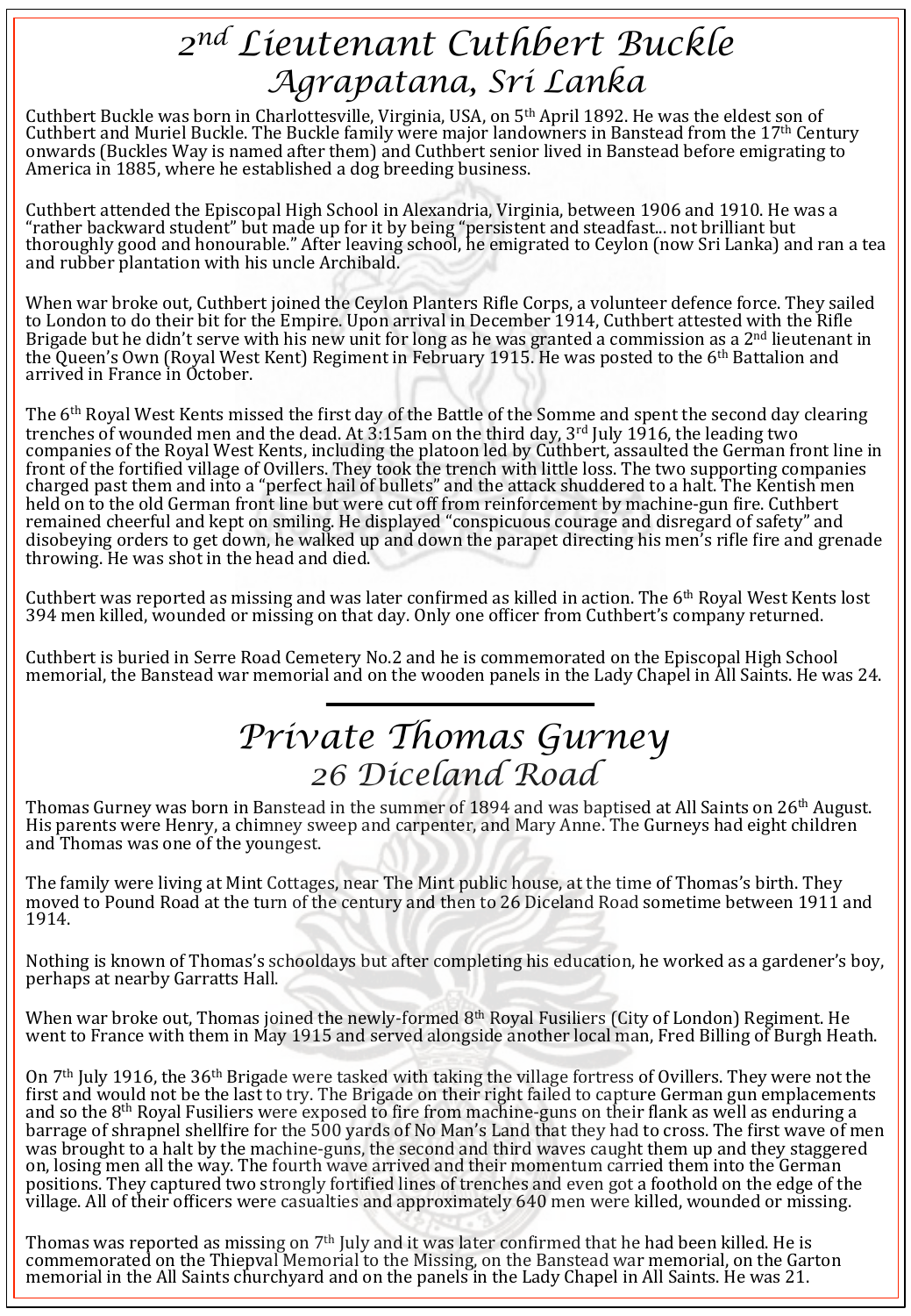# 2nd Lieutenant Cuthbert Buckle
## Agrapatana, Sri Lanka

Cuthbert Buckle was born in Charlottesville, Virginia, USA, on 5th April 1892. He was the eldest son of Cuthbert and Muriel Buckle. The Buckle family were major landowners in Banstead from the 17th Century onwards (Buckles Way is named after them) and Cuthbert senior lived in Banstead before emigrating to America in 1885, where he established a dog breeding business.

Cuthbert attended the Episcopal High School in Alexandria, Virginia, between 1906 and 1910. He was a "rather backward student" but made up for it by being "persistent and steadfast... not brilliant but thoroughly good and honourable." After leaving school, he emigrated to Ceylon (now Sri Lanka) and ran a tea and rubber plantation with his uncle Archibald.

When war broke out, Cuthbert joined the Ceylon Planters Rifle Corps, a volunteer defence force. They sailed to London to do their bit for the Empire. Upon arrival in December 1914, Cuthbert attested with the Rifle Brigade but he didn't serve with his new unit for long as he was granted a commission as a 2nd lieutenant in the Queen's Own (Royal West Kent) Regiment in February 1915. He was posted to the 6th Battalion and arrived in France in October.

The 6th Royal West Kents missed the first day of the Battle of the Somme and spent the second day clearing trenches of wounded men and the dead. At 3:15am on the third day, 3rd July 1916, the leading two companies of the Royal West Kents, including the platoon led by Cuthbert, assaulted the German front line in front of the fortified village of Ovillers. They took the trench with little loss. The two supporting companies charged past them and into a "perfect hail of bullets" and the attack shuddered to a halt. The Kentish men held on to the old German front line but were cut off from reinforcement by machine-gun fire. Cuthbert remained cheerful and kept on smiling. He displayed "conspicuous courage and disregard of safety" and disobeying orders to get down, he walked up and down the parapet directing his men's rifle fire and grenade throwing. He was shot in the head and died.

Cuthbert was reported as missing and was later confirmed as killed in action. The 6th Royal West Kents lost 394 men killed, wounded or missing on that day. Only one officer from Cuthbert's company returned.

Cuthbert is buried in Serre Road Cemetery No.2 and he is commemorated on the Episcopal High School memorial, the Banstead war memorial and on the wooden panels in the Lady Chapel in All Saints. He was 24.

---

# Private Thomas Gurney
## 26 Diceland Road

Thomas Gurney was born in Banstead in the summer of 1894 and was baptised at All Saints on 26th August. His parents were Henry, a chimney sweep and carpenter, and Mary Anne. The Gurneys had eight children and Thomas was one of the youngest.

The family were living at Mint Cottages, near The Mint public house, at the time of Thomas's birth. They moved to Pound Road at the turn of the century and then to 26 Diceland Road sometime between 1911 and 1914.

Nothing is known of Thomas's schooldays but after completing his education, he worked as a gardener's boy, perhaps at nearby Garratts Hall.

When war broke out, Thomas joined the newly-formed 8th Royal Fusiliers (City of London) Regiment. He went to France with them in May 1915 and served alongside another local man, Fred Billing of Burgh Heath.

On 7th July 1916, the 36th Brigade were tasked with taking the village fortress of Ovillers. They were not the first and would not be the last to try. The Brigade on their right failed to capture German gun emplacements and so the 8th Royal Fusiliers were exposed to fire from machine-guns on their flank as well as enduring a barrage of shrapnel shellfire for the 500 yards of No Man's Land that they had to cross. The first wave of men was brought to a halt by the machine-guns, the second and third waves caught them up and they staggered on, losing men all the way. The fourth wave arrived and their momentum carried them into the German positions. They captured two strongly fortified lines of trenches and even got a foothold on the edge of the village. All of their officers were casualties and approximately 640 men were killed, wounded or missing.

Thomas was reported as missing on 7th July and it was later confirmed that he had been killed. He is commemorated on the Thiepval Memorial to the Missing, on the Banstead war memorial, on the Garton memorial in the All Saints churchyard and on the panels in the Lady Chapel in All Saints. He was 21.